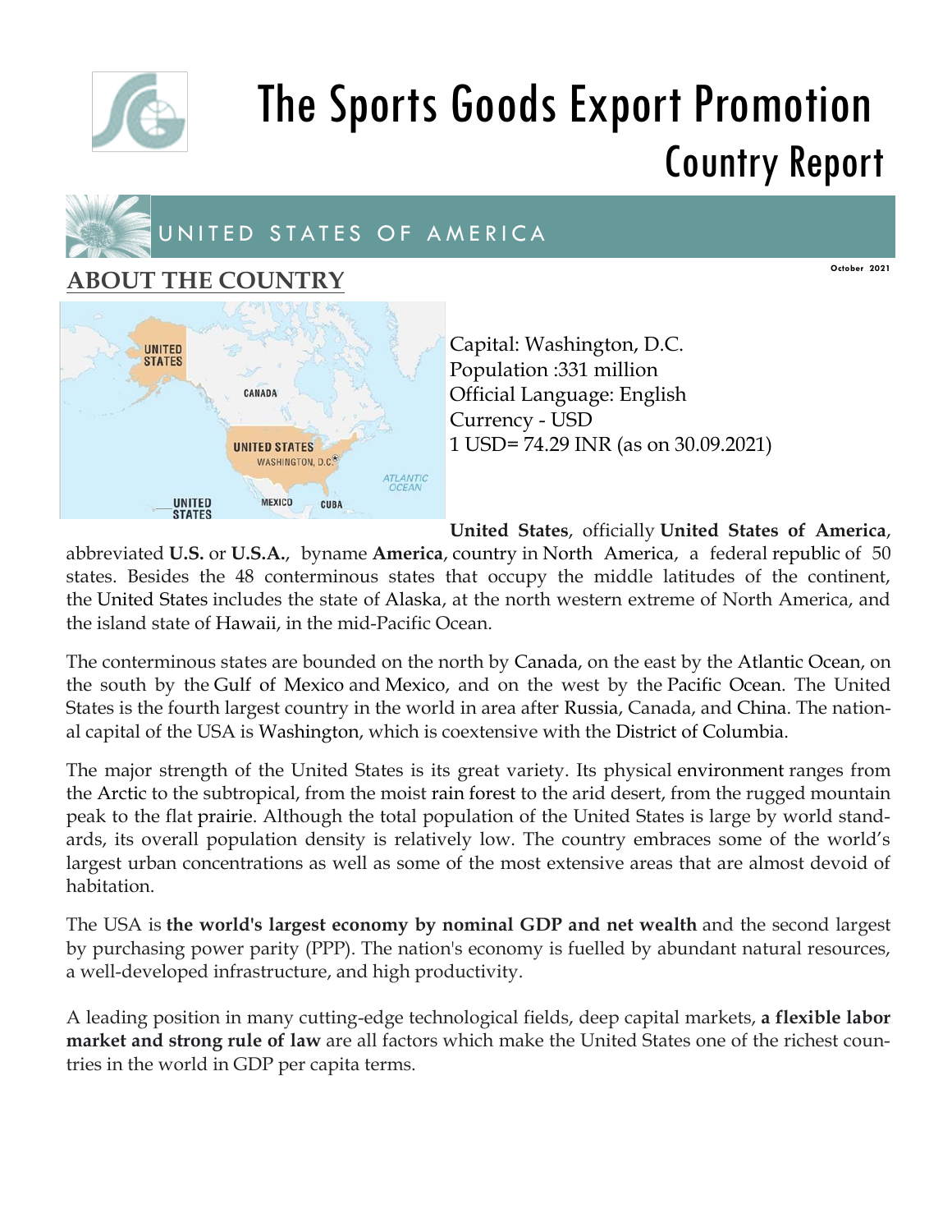# The Sports Goods Export Promotion
## Country Report

## UNITED STATES OF AMERICA

October 2021

## ABOUT THE COUNTRY

Capital: Washington, D.C.
Population :331 million
Official Language: English
Currency - USD
1 USD= 74.29 INR (as on 30.09.2021)

**United States**, officially **United States of America**, abbreviated **U.S.** or **U.S.A.**, byname **America**, country in North America, a federal republic of 50 states. Besides the 48 conterminous states that occupy the middle latitudes of the continent, the United States includes the state of Alaska, at the north western extreme of North America, and the island state of Hawaii, in the mid-Pacific Ocean.

The conterminous states are bounded on the north by Canada, on the east by the Atlantic Ocean, on the south by the Gulf of Mexico and Mexico, and on the west by the Pacific Ocean. The United States is the fourth largest country in the world in area after Russia, Canada, and China. The national capital of the USA is Washington, which is coextensive with the District of Columbia.

The major strength of the United States is its great variety. Its physical environment ranges from the Arctic to the subtropical, from the moist rain forest to the arid desert, from the rugged mountain peak to the flat prairie. Although the total population of the United States is large by world standards, its overall population density is relatively low. The country embraces some of the world's largest urban concentrations as well as some of the most extensive areas that are almost devoid of habitation.

The USA is **the world's largest economy by nominal GDP and net wealth** and the second largest by purchasing power parity (PPP). The nation's economy is fuelled by abundant natural resources, a well-developed infrastructure, and high productivity.

A leading position in many cutting-edge technological fields, deep capital markets, **a flexible labor market and strong rule of law** are all factors which make the United States one of the richest countries in the world in GDP per capita terms.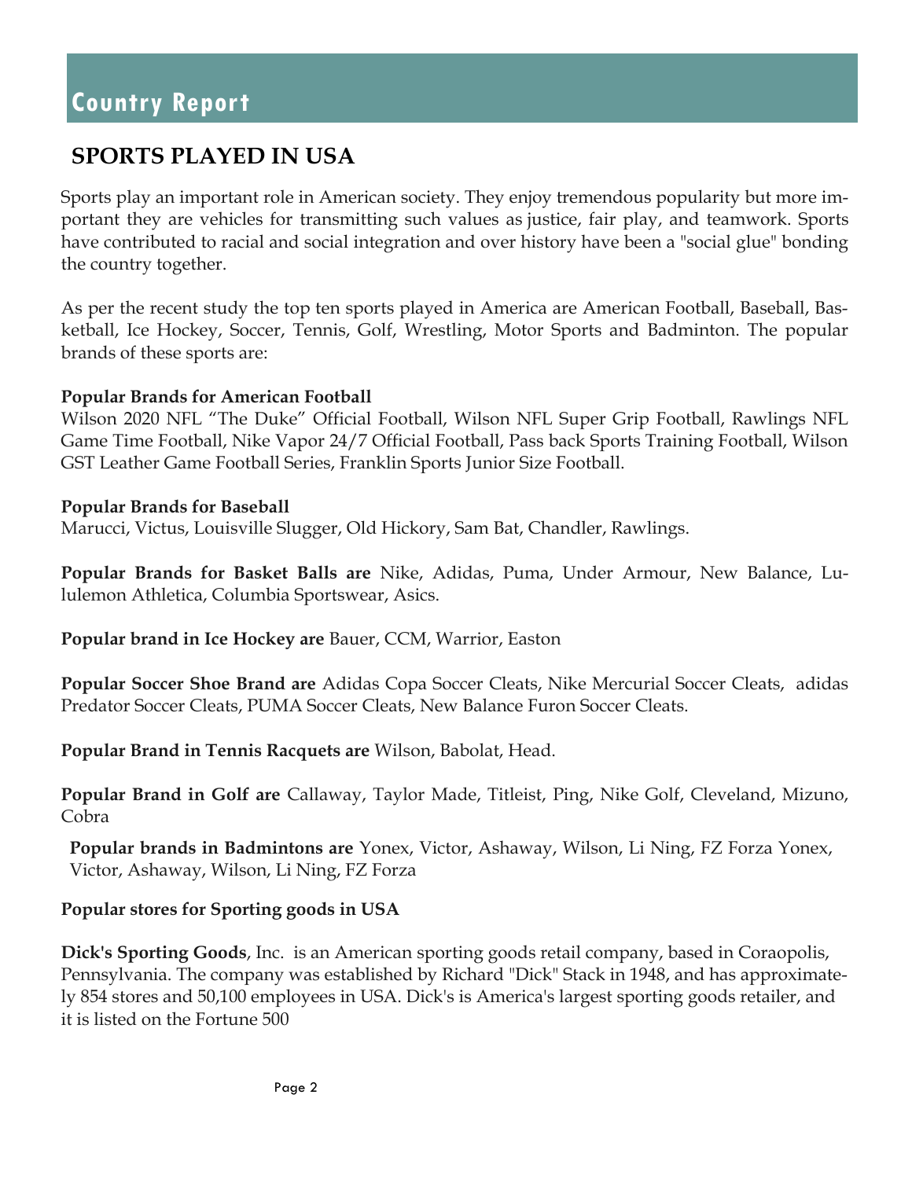# Country Report

## SPORTS PLAYED IN USA

Sports play an important role in American society. They enjoy tremendous popularity but more important they are vehicles for transmitting such values as justice, fair play, and teamwork. Sports have contributed to racial and social integration and over history have been a "social glue" bonding the country together.

As per the recent study the top ten sports played in America are American Football, Baseball, Basketball, Ice Hockey, Soccer, Tennis, Golf, Wrestling, Motor Sports and Badminton. The popular brands of these sports are:

**Popular Brands for American Football**
Wilson 2020 NFL "The Duke" Official Football, Wilson NFL Super Grip Football, Rawlings NFL Game Time Football, Nike Vapor 24/7 Official Football, Pass back Sports Training Football, Wilson GST Leather Game Football Series, Franklin Sports Junior Size Football.

**Popular Brands for Baseball**
Marucci, Victus, Louisville Slugger, Old Hickory, Sam Bat, Chandler, Rawlings.

**Popular Brands for Basket Balls are** Nike, Adidas, Puma, Under Armour, New Balance, Lululemon Athletica, Columbia Sportswear, Asics.

**Popular brand in Ice Hockey are** Bauer, CCM, Warrior, Easton

**Popular Soccer Shoe Brand are** Adidas Copa Soccer Cleats, Nike Mercurial Soccer Cleats, adidas Predator Soccer Cleats, PUMA Soccer Cleats, New Balance Furon Soccer Cleats.

**Popular Brand in Tennis Racquets are** Wilson, Babolat, Head.

**Popular Brand in Golf are** Callaway, Taylor Made, Titleist, Ping, Nike Golf, Cleveland, Mizuno, Cobra

**Popular brands in Badmintons are** Yonex, Victor, Ashaway, Wilson, Li Ning, FZ Forza Yonex, Victor, Ashaway, Wilson, Li Ning, FZ Forza

**Popular stores for Sporting goods in USA**

**Dick's Sporting Goods**, Inc. is an American sporting goods retail company, based in Coraopolis, Pennsylvania. The company was established by Richard "Dick" Stack in 1948, and has approximately 854 stores and 50,100 employees in USA. Dick's is America's largest sporting goods retailer, and it is listed on the Fortune 500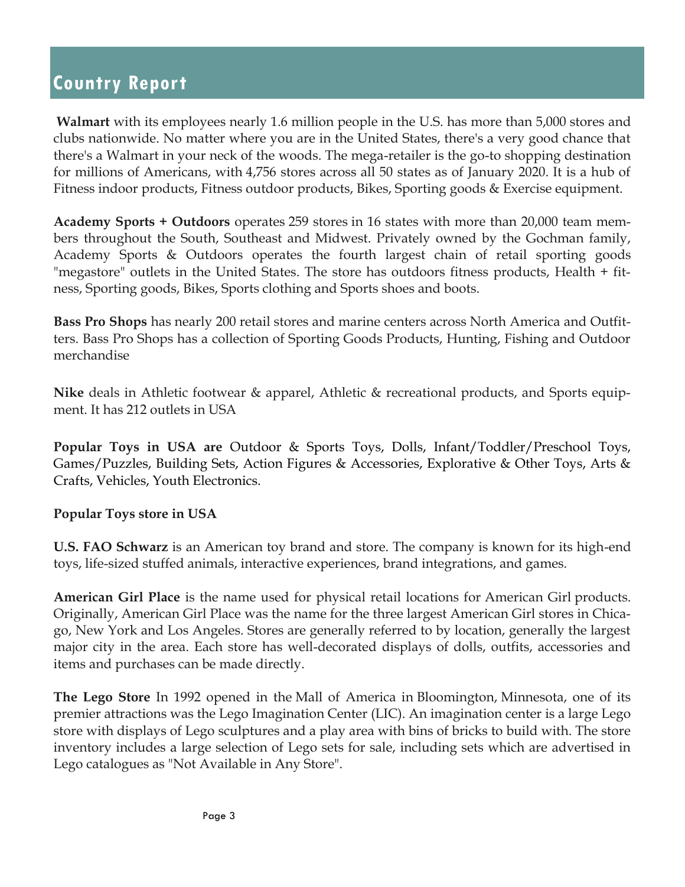# Country Report

**Walmart** with its employees nearly 1.6 million people in the U.S. has more than 5,000 stores and clubs nationwide. No matter where you are in the United States, there's a very good chance that there's a Walmart in your neck of the woods. The mega-retailer is the go-to shopping destination for millions of Americans, with 4,756 stores across all 50 states as of January 2020. It is a hub of Fitness indoor products, Fitness outdoor products, Bikes, Sporting goods & Exercise equipment.

**Academy Sports + Outdoors** operates 259 stores in 16 states with more than 20,000 team members throughout the South, Southeast and Midwest. Privately owned by the Gochman family, Academy Sports & Outdoors operates the fourth largest chain of retail sporting goods "megastore" outlets in the United States. The store has outdoors fitness products, Health + fitness, Sporting goods, Bikes, Sports clothing and Sports shoes and boots.

**Bass Pro Shops** has nearly 200 retail stores and marine centers across North America and Outfitters. Bass Pro Shops has a collection of Sporting Goods Products, Hunting, Fishing and Outdoor merchandise

**Nike** deals in Athletic footwear & apparel, Athletic & recreational products, and Sports equipment. It has 212 outlets in USA

**Popular Toys in USA are** Outdoor & Sports Toys, Dolls, Infant/Toddler/Preschool Toys, Games/Puzzles, Building Sets, Action Figures & Accessories, Explorative & Other Toys, Arts & Crafts, Vehicles, Youth Electronics.

**Popular Toys store in USA**

**U.S. FAO Schwarz** is an American toy brand and store. The company is known for its high-end toys, life-sized stuffed animals, interactive experiences, brand integrations, and games.

**American Girl Place** is the name used for physical retail locations for American Girl products. Originally, American Girl Place was the name for the three largest American Girl stores in Chicago, New York and Los Angeles. Stores are generally referred to by location, generally the largest major city in the area. Each store has well-decorated displays of dolls, outfits, accessories and items and purchases can be made directly.

**The Lego Store** In 1992 opened in the Mall of America in Bloomington, Minnesota, one of its premier attractions was the Lego Imagination Center (LIC). An imagination center is a large Lego store with displays of Lego sculptures and a play area with bins of bricks to build with. The store inventory includes a large selection of Lego sets for sale, including sets which are advertised in Lego catalogues as "Not Available in Any Store".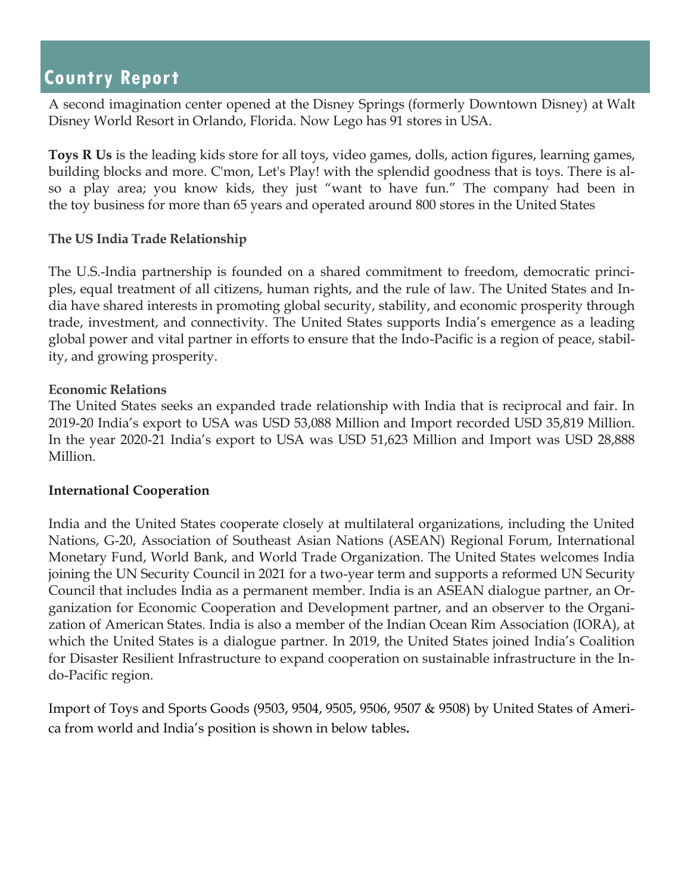## Country Report

A second imagination center opened at the Disney Springs (formerly Downtown Disney) at Walt Disney World Resort in Orlando, Florida. Now Lego has 91 stores in USA.

**Toys R Us** is the leading kids store for all toys, video games, dolls, action figures, learning games, building blocks and more. C'mon, Let's Play! with the splendid goodness that is toys. There is also a play area; you know kids, they just "want to have fun." The company had been in the toy business for more than 65 years and operated around 800 stores in the United States

**The US India Trade Relationship**

The U.S.-India partnership is founded on a shared commitment to freedom, democratic principles, equal treatment of all citizens, human rights, and the rule of law. The United States and India have shared interests in promoting global security, stability, and economic prosperity through trade, investment, and connectivity. The United States supports India's emergence as a leading global power and vital partner in efforts to ensure that the Indo-Pacific is a region of peace, stability, and growing prosperity.

**Economic Relations**

The United States seeks an expanded trade relationship with India that is reciprocal and fair. In 2019-20 India's export to USA was USD 53,088 Million and Import recorded USD 35,819 Million. In the year 2020-21 India's export to USA was USD 51,623 Million and Import was USD 28,888 Million.

**International Cooperation**

India and the United States cooperate closely at multilateral organizations, including the United Nations, G-20, Association of Southeast Asian Nations (ASEAN) Regional Forum, International Monetary Fund, World Bank, and World Trade Organization. The United States welcomes India joining the UN Security Council in 2021 for a two-year term and supports a reformed UN Security Council that includes India as a permanent member. India is an ASEAN dialogue partner, an Organization for Economic Cooperation and Development partner, and an observer to the Organization of American States. India is also a member of the Indian Ocean Rim Association (IORA), at which the United States is a dialogue partner. In 2019, the United States joined India's Coalition for Disaster Resilient Infrastructure to expand cooperation on sustainable infrastructure in the Indo-Pacific region.

Import of Toys and Sports Goods (9503, 9504, 9505, 9506, 9507 & 9508) by United States of America from world and India's position is shown in below tables**.**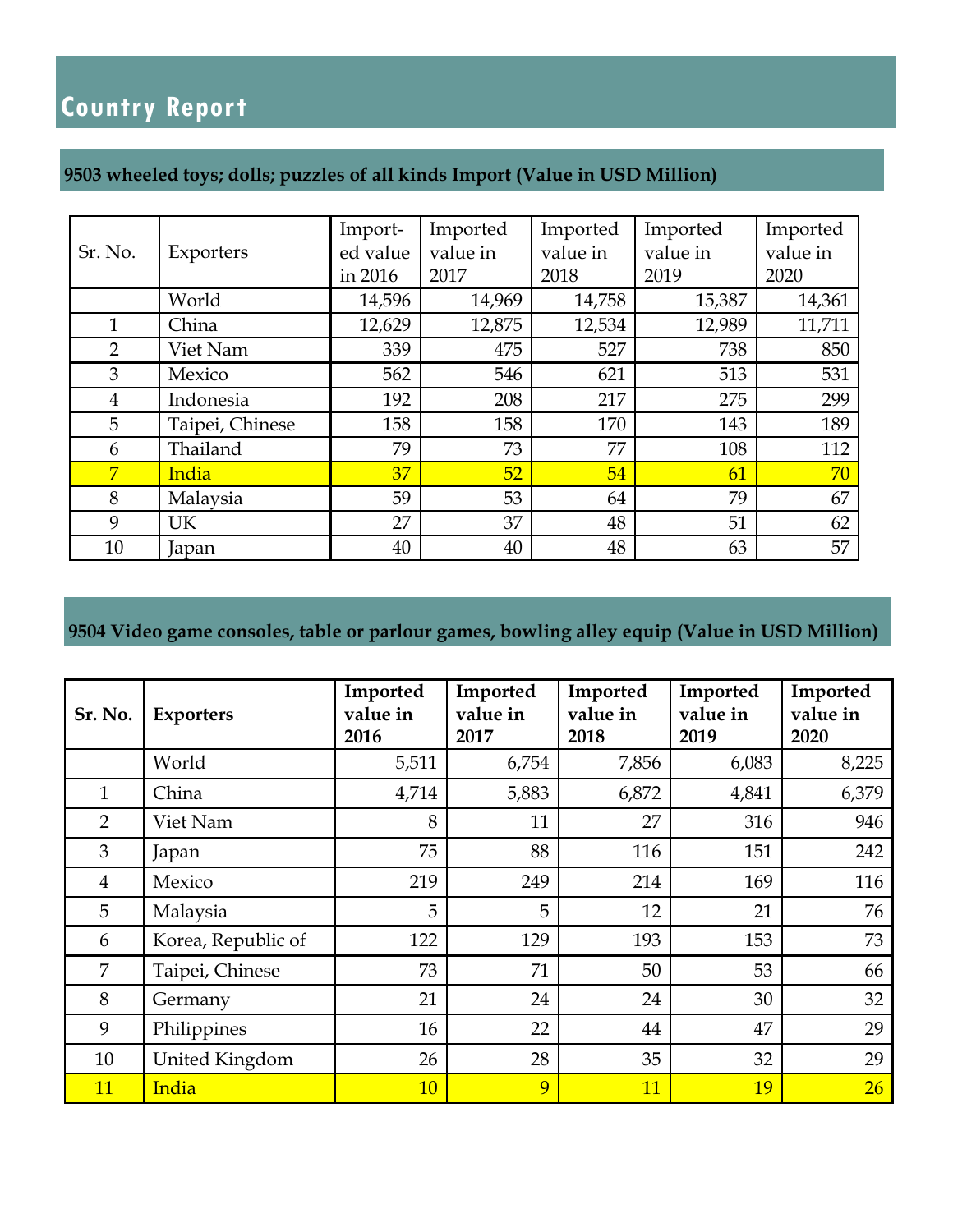# Country Report

## 9503 wheeled toys; dolls; puzzles of all kinds Import (Value in USD Million)

| Sr. No. | Exporters | Imported value in 2016 | Imported value in 2017 | Imported value in 2018 | Imported value in 2019 | Imported value in 2020 |
|---|---|---|---|---|---|---|
| | World | 14,596 | 14,969 | 14,758 | 15,387 | 14,361 |
| 1 | China | 12,629 | 12,875 | 12,534 | 12,989 | 11,711 |
| 2 | Viet Nam | 339 | 475 | 527 | 738 | 850 |
| 3 | Mexico | 562 | 546 | 621 | 513 | 531 |
| 4 | Indonesia | 192 | 208 | 217 | 275 | 299 |
| 5 | Taipei, Chinese | 158 | 158 | 170 | 143 | 189 |
| 6 | Thailand | 79 | 73 | 77 | 108 | 112 |
| 7 | India | 37 | 52 | 54 | 61 | 70 |
| 8 | Malaysia | 59 | 53 | 64 | 79 | 67 |
| 9 | UK | 27 | 37 | 48 | 51 | 62 |
| 10 | Japan | 40 | 40 | 48 | 63 | 57 |

## 9504 Video game consoles, table or parlour games, bowling alley equip (Value in USD Million)

| Sr. No. | Exporters | Imported value in 2016 | Imported value in 2017 | Imported value in 2018 | Imported value in 2019 | Imported value in 2020 |
|---|---|---|---|---|---|---|
| | World | 5,511 | 6,754 | 7,856 | 6,083 | 8,225 |
| 1 | China | 4,714 | 5,883 | 6,872 | 4,841 | 6,379 |
| 2 | Viet Nam | 8 | 11 | 27 | 316 | 946 |
| 3 | Japan | 75 | 88 | 116 | 151 | 242 |
| 4 | Mexico | 219 | 249 | 214 | 169 | 116 |
| 5 | Malaysia | 5 | 5 | 12 | 21 | 76 |
| 6 | Korea, Republic of | 122 | 129 | 193 | 153 | 73 |
| 7 | Taipei, Chinese | 73 | 71 | 50 | 53 | 66 |
| 8 | Germany | 21 | 24 | 24 | 30 | 32 |
| 9 | Philippines | 16 | 22 | 44 | 47 | 29 |
| 10 | United Kingdom | 26 | 28 | 35 | 32 | 29 |
| 11 | India | 10 | 9 | 11 | 19 | 26 |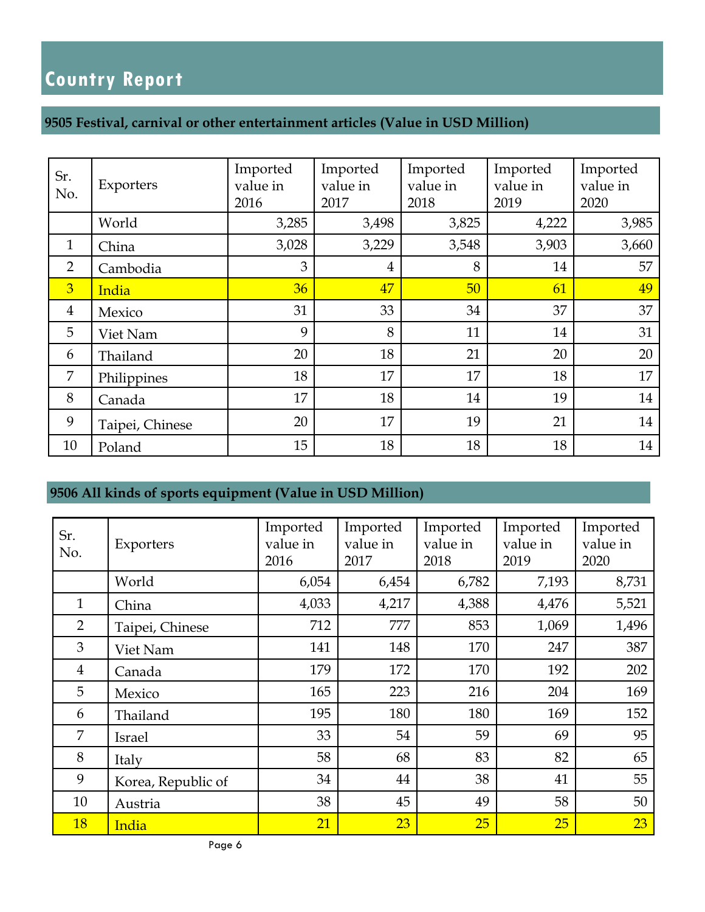# Country Report

## 9505 Festival, carnival or other entertainment articles (Value in USD Million)

| Sr. No. | Exporters | Imported value in 2016 | Imported value in 2017 | Imported value in 2018 | Imported value in 2019 | Imported value in 2020 |
|---|---|---|---|---|---|---|
| | World | 3,285 | 3,498 | 3,825 | 4,222 | 3,985 |
| 1 | China | 3,028 | 3,229 | 3,548 | 3,903 | 3,660 |
| 2 | Cambodia | 3 | 4 | 8 | 14 | 57 |
| 3 | India | 36 | 47 | 50 | 61 | 49 |
| 4 | Mexico | 31 | 33 | 34 | 37 | 37 |
| 5 | Viet Nam | 9 | 8 | 11 | 14 | 31 |
| 6 | Thailand | 20 | 18 | 21 | 20 | 20 |
| 7 | Philippines | 18 | 17 | 17 | 18 | 17 |
| 8 | Canada | 17 | 18 | 14 | 19 | 14 |
| 9 | Taipei, Chinese | 20 | 17 | 19 | 21 | 14 |
| 10 | Poland | 15 | 18 | 18 | 18 | 14 |

## 9506 All kinds of sports equipment (Value in USD Million)

| Sr. No. | Exporters | Imported value in 2016 | Imported value in 2017 | Imported value in 2018 | Imported value in 2019 | Imported value in 2020 |
|---|---|---|---|---|---|---|
| | World | 6,054 | 6,454 | 6,782 | 7,193 | 8,731 |
| 1 | China | 4,033 | 4,217 | 4,388 | 4,476 | 5,521 |
| 2 | Taipei, Chinese | 712 | 777 | 853 | 1,069 | 1,496 |
| 3 | Viet Nam | 141 | 148 | 170 | 247 | 387 |
| 4 | Canada | 179 | 172 | 170 | 192 | 202 |
| 5 | Mexico | 165 | 223 | 216 | 204 | 169 |
| 6 | Thailand | 195 | 180 | 180 | 169 | 152 |
| 7 | Israel | 33 | 54 | 59 | 69 | 95 |
| 8 | Italy | 58 | 68 | 83 | 82 | 65 |
| 9 | Korea, Republic of | 34 | 44 | 38 | 41 | 55 |
| 10 | Austria | 38 | 45 | 49 | 58 | 50 |
| 18 | India | 21 | 23 | 25 | 25 | 23 |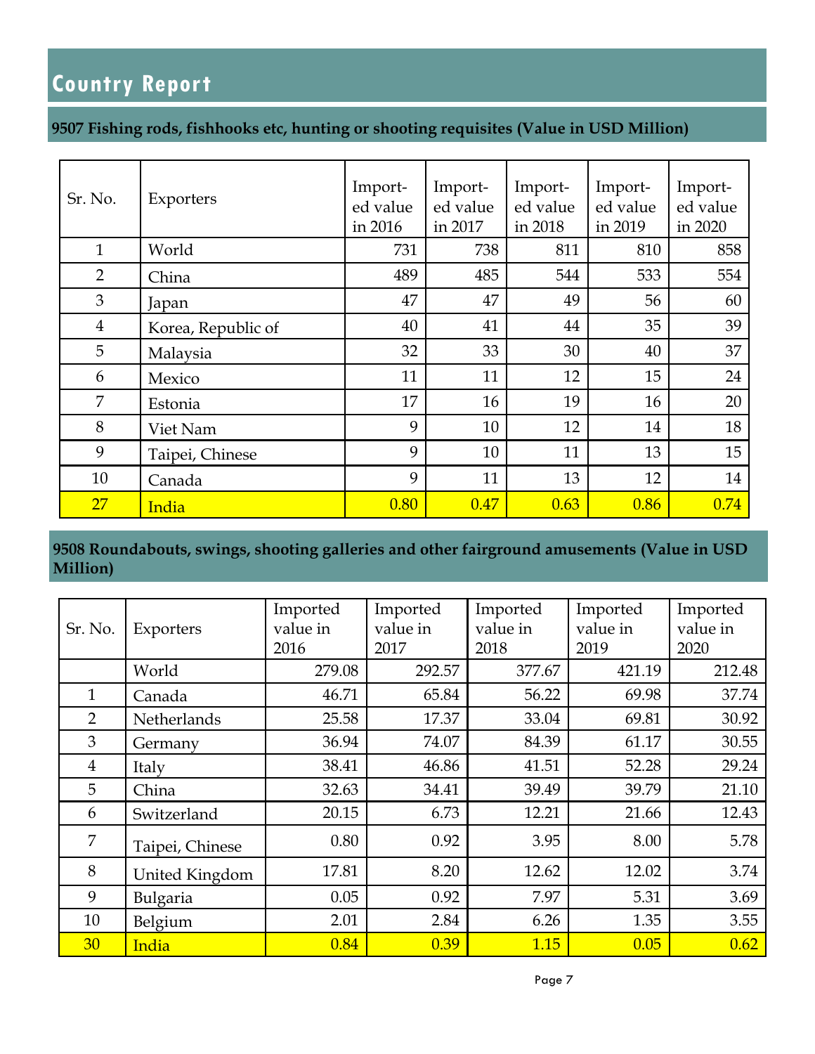# Country Report

## 9507 Fishing rods, fishhooks etc, hunting or shooting requisites (Value in USD Million)

| Sr. No. | Exporters | Imported value in 2016 | Imported value in 2017 | Imported value in 2018 | Imported value in 2019 | Imported value in 2020 |
|---|---|---|---|---|---|---|
| 1 | World | 731 | 738 | 811 | 810 | 858 |
| 2 | China | 489 | 485 | 544 | 533 | 554 |
| 3 | Japan | 47 | 47 | 49 | 56 | 60 |
| 4 | Korea, Republic of | 40 | 41 | 44 | 35 | 39 |
| 5 | Malaysia | 32 | 33 | 30 | 40 | 37 |
| 6 | Mexico | 11 | 11 | 12 | 15 | 24 |
| 7 | Estonia | 17 | 16 | 19 | 16 | 20 |
| 8 | Viet Nam | 9 | 10 | 12 | 14 | 18 |
| 9 | Taipei, Chinese | 9 | 10 | 11 | 13 | 15 |
| 10 | Canada | 9 | 11 | 13 | 12 | 14 |
| 27 | India | 0.80 | 0.47 | 0.63 | 0.86 | 0.74 |

## 9508 Roundabouts, swings, shooting galleries and other fairground amusements (Value in USD Million)

| Sr. No. | Exporters | Imported value in 2016 | Imported value in 2017 | Imported value in 2018 | Imported value in 2019 | Imported value in 2020 |
|---|---|---|---|---|---|---|
| | World | 279.08 | 292.57 | 377.67 | 421.19 | 212.48 |
| 1 | Canada | 46.71 | 65.84 | 56.22 | 69.98 | 37.74 |
| 2 | Netherlands | 25.58 | 17.37 | 33.04 | 69.81 | 30.92 |
| 3 | Germany | 36.94 | 74.07 | 84.39 | 61.17 | 30.55 |
| 4 | Italy | 38.41 | 46.86 | 41.51 | 52.28 | 29.24 |
| 5 | China | 32.63 | 34.41 | 39.49 | 39.79 | 21.10 |
| 6 | Switzerland | 20.15 | 6.73 | 12.21 | 21.66 | 12.43 |
| 7 | Taipei, Chinese | 0.80 | 0.92 | 3.95 | 8.00 | 5.78 |
| 8 | United Kingdom | 17.81 | 8.20 | 12.62 | 12.02 | 3.74 |
| 9 | Bulgaria | 0.05 | 0.92 | 7.97 | 5.31 | 3.69 |
| 10 | Belgium | 2.01 | 2.84 | 6.26 | 1.35 | 3.55 |
| 30 | India | 0.84 | 0.39 | 1.15 | 0.05 | 0.62 |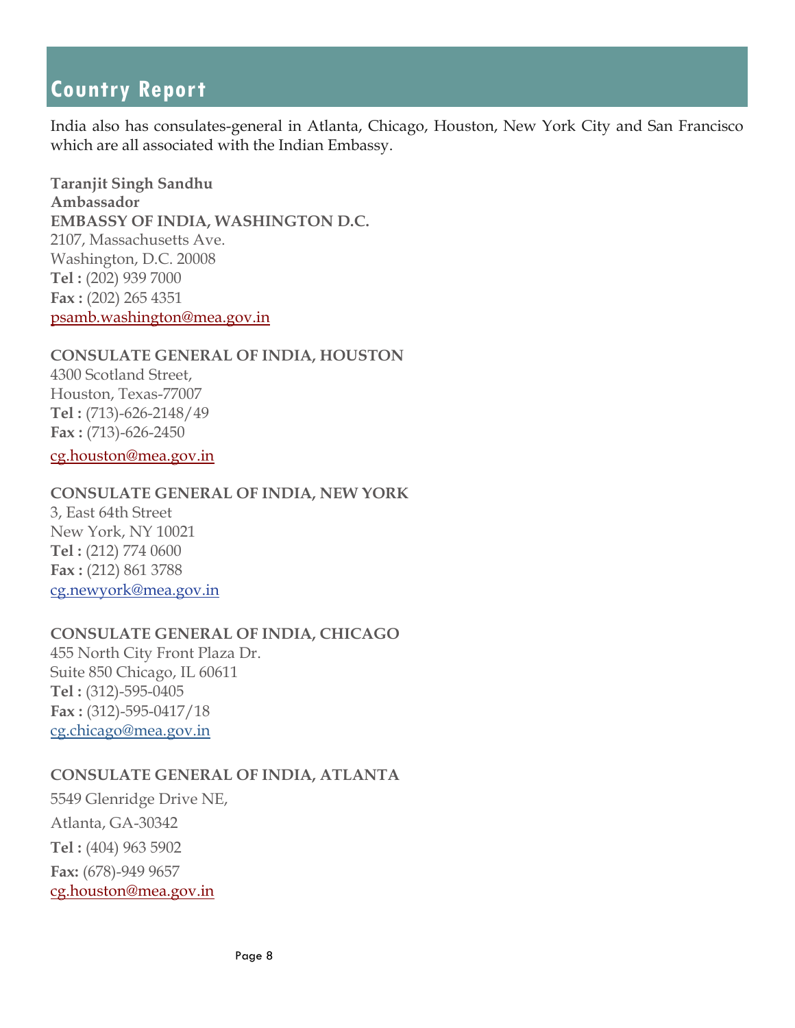## Country Report

India also has consulates-general in Atlanta, Chicago, Houston, New York City and San Francisco which are all associated with the Indian Embassy.

**Taranjit Singh Sandhu**
**Ambassador**
**EMBASSY OF INDIA, WASHINGTON D.C.**
2107, Massachusetts Ave.
Washington, D.C. 20008
**Tel :** (202) 939 7000
**Fax :** (202) 265 4351
psamb.washington@mea.gov.in

**CONSULATE GENERAL OF INDIA, HOUSTON**
4300 Scotland Street,
Houston, Texas-77007
**Tel :** (713)-626-2148/49
**Fax :** (713)-626-2450
cg.houston@mea.gov.in

**CONSULATE GENERAL OF INDIA, NEW YORK**
3, East 64th Street
New York, NY 10021
**Tel :** (212) 774 0600
**Fax :** (212) 861 3788
cg.newyork@mea.gov.in

**CONSULATE GENERAL OF INDIA, CHICAGO**
455 North City Front Plaza Dr.
Suite 850 Chicago, IL 60611
**Tel :** (312)-595-0405
**Fax :** (312)-595-0417/18
cg.chicago@mea.gov.in

**CONSULATE GENERAL OF INDIA, ATLANTA**
5549 Glenridge Drive NE,
Atlanta, GA-30342
**Tel :** (404) 963 5902
**Fax:** (678)-949 9657
cg.houston@mea.gov.in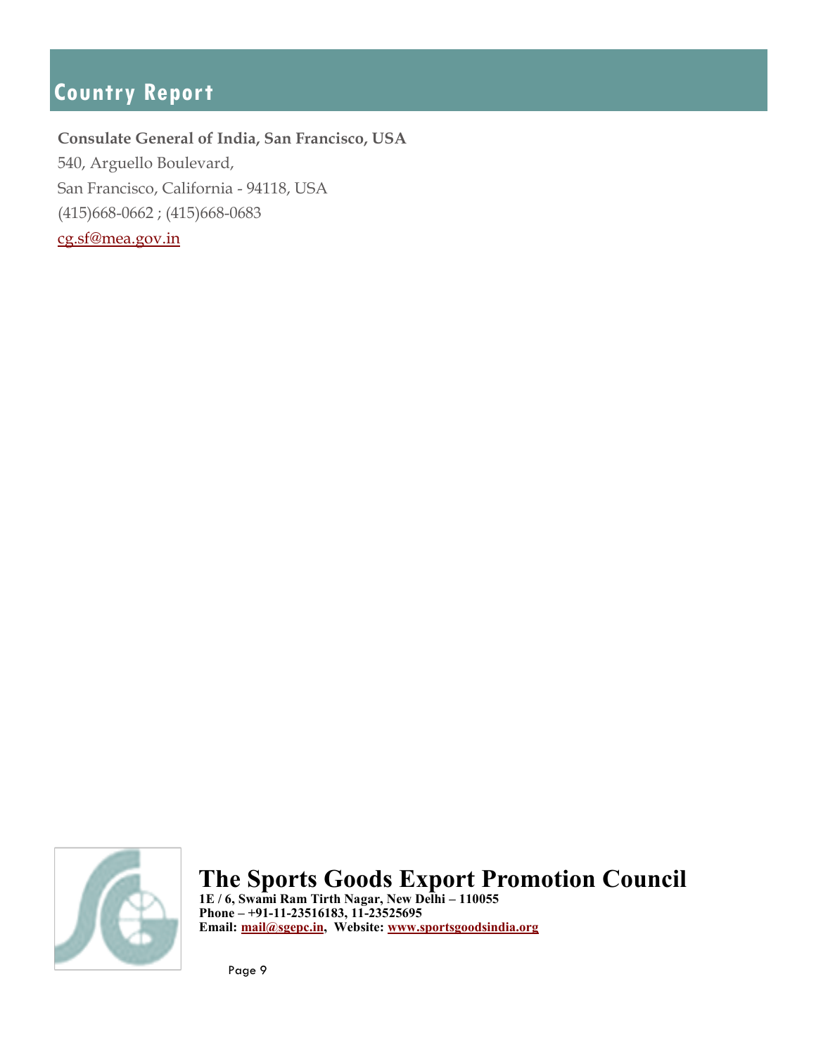**Consulate General of India, San Francisco, USA**

540, Arguello Boulevard,

San Francisco, California - 94118, USA

(415)668-0662 ; (415)668-0683

cg.sf@mea.gov.in